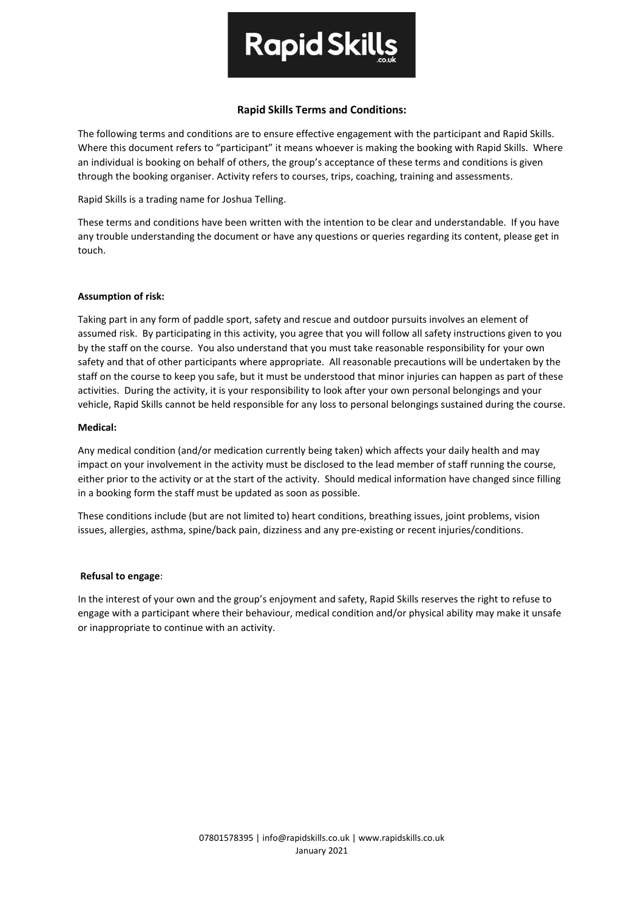# Rapid Skills

## Rapid Skills Terms and Conditions:

The following terms and conditions are to ensure effective engagement with the participant and Rapid Skills. Where this document refers to "participant" it means whoever is making the booking with Rapid Skills. Where an individual is booking on behalf of others, the group's acceptance of these terms and conditions is given through the booking organiser. Activity refers to courses, trips, coaching, training and assessments.

Rapid Skills is a trading name for Joshua Telling.

These terms and conditions have been written with the intention to be clear and understandable. If you have any trouble understanding the document or have any questions or queries regarding its content, please get in touch.

### Assumption of risk:

Taking part in any form of paddle sport, safety and rescue and outdoor pursuits involves an element of assumed risk. By participating in this activity, you agree that you will follow all safety instructions given to you by the staff on the course. You also understand that you must take reasonable responsibility for your own safety and that of other participants where appropriate. All reasonable precautions will be undertaken by the staff on the course to keep you safe, but it must be understood that minor injuries can happen as part of these activities. During the activity, it is your responsibility to look after your own personal belongings and your vehicle, Rapid Skills cannot be held responsible for any loss to personal belongings sustained during the course.

### Medical:

Any medical condition (and/or medication currently being taken) which affects your daily health and may impact on your involvement in the activity must be disclosed to the lead member of staff running the course, either prior to the activity or at the start of the activity. Should medical information have changed since filling in a booking form the staff must be updated as soon as possible.

These conditions include (but are not limited to) heart conditions, breathing issues, joint problems, vision issues, allergies, asthma, spine/back pain, dizziness and any pre-existing or recent injuries/conditions.

### Refusal to engage:

In the interest of your own and the group's enjoyment and safety, Rapid Skills reserves the right to refuse to engage with a participant where their behaviour, medical condition and/or physical ability may make it unsafe or inappropriate to continue with an activity.

07801578395 | info@rapidskills.co.uk | www.rapidskills.co.uk
January 2021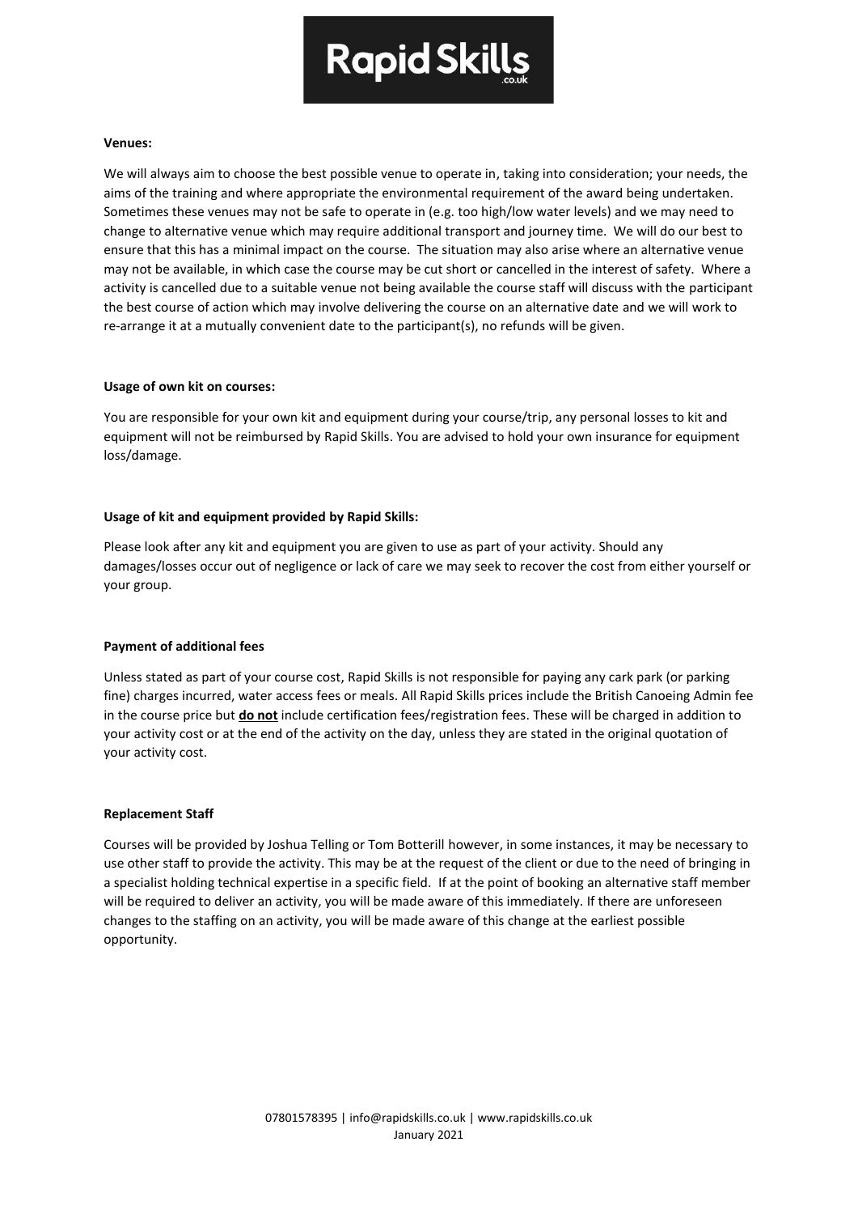**Venues:**

We will always aim to choose the best possible venue to operate in, taking into consideration; your needs, the aims of the training and where appropriate the environmental requirement of the award being undertaken. Sometimes these venues may not be safe to operate in (e.g. too high/low water levels) and we may need to change to alternative venue which may require additional transport and journey time. We will do our best to ensure that this has a minimal impact on the course. The situation may also arise where an alternative venue may not be available, in which case the course may be cut short or cancelled in the interest of safety. Where a activity is cancelled due to a suitable venue not being available the course staff will discuss with the participant the best course of action which may involve delivering the course on an alternative date and we will work to re-arrange it at a mutually convenient date to the participant(s), no refunds will be given.

**Usage of own kit on courses:**

You are responsible for your own kit and equipment during your course/trip, any personal losses to kit and equipment will not be reimbursed by Rapid Skills. You are advised to hold your own insurance for equipment loss/damage.

**Usage of kit and equipment provided by Rapid Skills:**

Please look after any kit and equipment you are given to use as part of your activity. Should any damages/losses occur out of negligence or lack of care we may seek to recover the cost from either yourself or your group.

**Payment of additional fees**

Unless stated as part of your course cost, Rapid Skills is not responsible for paying any cark park (or parking fine) charges incurred, water access fees or meals. All Rapid Skills prices include the British Canoeing Admin fee in the course price but **do not** include certification fees/registration fees. These will be charged in addition to your activity cost or at the end of the activity on the day, unless they are stated in the original quotation of your activity cost.

**Replacement Staff**

Courses will be provided by Joshua Telling or Tom Botterill however, in some instances, it may be necessary to use other staff to provide the activity. This may be at the request of the client or due to the need of bringing in a specialist holding technical expertise in a specific field. If at the point of booking an alternative staff member will be required to deliver an activity, you will be made aware of this immediately. If there are unforeseen changes to the staffing on an activity, you will be made aware of this change at the earliest possible opportunity.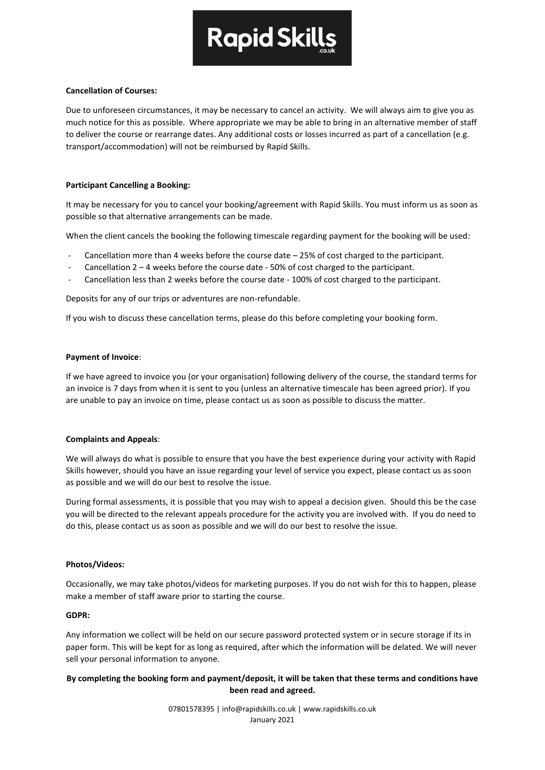**Cancellation of Courses:**

Due to unforeseen circumstances, it may be necessary to cancel an activity. We will always aim to give you as much notice for this as possible. Where appropriate we may be able to bring in an alternative member of staff to deliver the course or rearrange dates. Any additional costs or losses incurred as part of a cancellation (e.g. transport/accommodation) will not be reimbursed by Rapid Skills.

**Participant Cancelling a Booking:**

It may be necessary for you to cancel your booking/agreement with Rapid Skills. You must inform us as soon as possible so that alternative arrangements can be made.

When the client cancels the booking the following timescale regarding payment for the booking will be used:

- Cancellation more than 4 weeks before the course date – 25% of cost charged to the participant.
- Cancellation 2 – 4 weeks before the course date - 50% of cost charged to the participant.
- Cancellation less than 2 weeks before the course date - 100% of cost charged to the participant.

Deposits for any of our trips or adventures are non-refundable.

If you wish to discuss these cancellation terms, please do this before completing your booking form.

**Payment of Invoice**:

If we have agreed to invoice you (or your organisation) following delivery of the course, the standard terms for an invoice is 7 days from when it is sent to you (unless an alternative timescale has been agreed prior). If you are unable to pay an invoice on time, please contact us as soon as possible to discuss the matter.

**Complaints and Appeals**:

We will always do what is possible to ensure that you have the best experience during your activity with Rapid Skills however, should you have an issue regarding your level of service you expect, please contact us as soon as possible and we will do our best to resolve the issue.

During formal assessments, it is possible that you may wish to appeal a decision given. Should this be the case you will be directed to the relevant appeals procedure for the activity you are involved with. If you do need to do this, please contact us as soon as possible and we will do our best to resolve the issue.

**Photos/Videos:**

Occasionally, we may take photos/videos for marketing purposes. If you do not wish for this to happen, please make a member of staff aware prior to starting the course.

**GDPR:**

Any information we collect will be held on our secure password protected system or in secure storage if its in paper form. This will be kept for as long as required, after which the information will be delated. We will never sell your personal information to anyone.

**By completing the booking form and payment/deposit, it will be taken that these terms and conditions have been read and agreed.**

07801578395 | info@rapidskills.co.uk | www.rapidskills.co.uk
January 2021